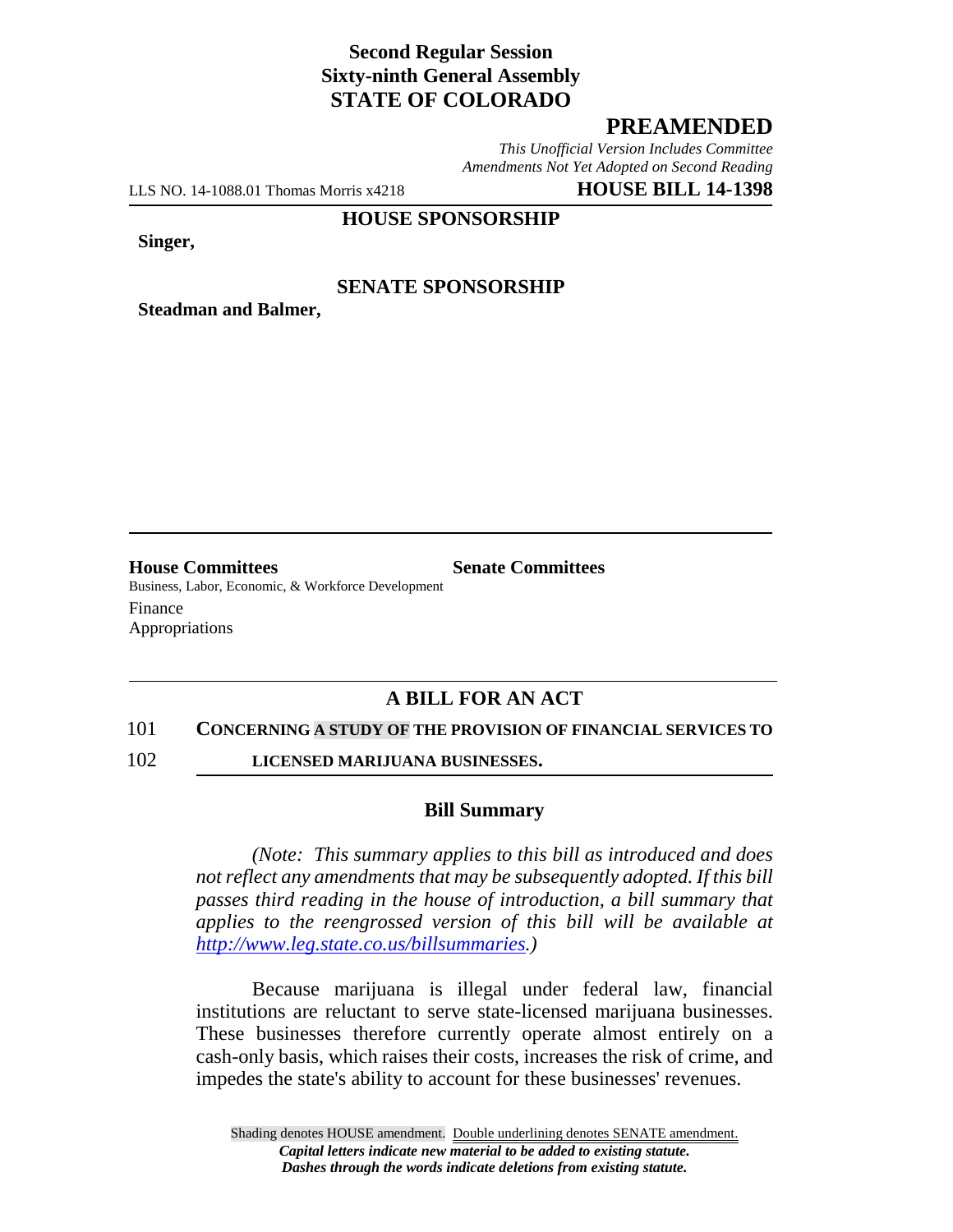**Second Regular Session**
**Sixty-ninth General Assembly**
**STATE OF COLORADO**

# PREAMENDED

*This Unofficial Version Includes Committee Amendments Not Yet Adopted on Second Reading*

LLS NO. 14-1088.01 Thomas Morris x4218 **HOUSE BILL 14-1398**

**HOUSE SPONSORSHIP**

**Singer,**

**SENATE SPONSORSHIP**

**Steadman and Balmer,**

**House Committees**
Business, Labor, Economic, & Workforce Development
Finance
Appropriations

**Senate Committees**

## A BILL FOR AN ACT

101 **CONCERNING A STUDY OF THE PROVISION OF FINANCIAL SERVICES TO**
102 **LICENSED MARIJUANA BUSINESSES.**

### Bill Summary

*(Note: This summary applies to this bill as introduced and does not reflect any amendments that may be subsequently adopted. If this bill passes third reading in the house of introduction, a bill summary that applies to the reengrossed version of this bill will be available at http://www.leg.state.co.us/billsummaries.)*

Because marijuana is illegal under federal law, financial institutions are reluctant to serve state-licensed marijuana businesses. These businesses therefore currently operate almost entirely on a cash-only basis, which raises their costs, increases the risk of crime, and impedes the state's ability to account for these businesses' revenues.

Shading denotes HOUSE amendment. Double underlining denotes SENATE amendment.
*Capital letters indicate new material to be added to existing statute.*
*Dashes through the words indicate deletions from existing statute.*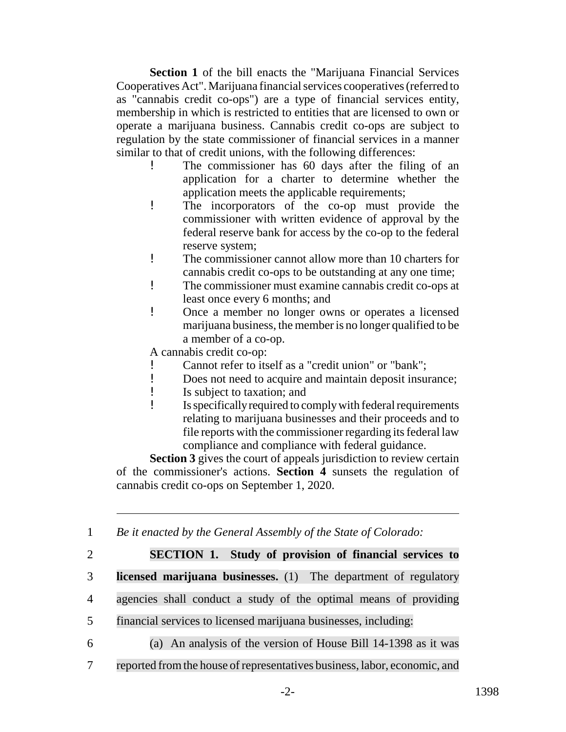**Section 1** of the bill enacts the "Marijuana Financial Services Cooperatives Act". Marijuana financial services cooperatives (referred to as "cannabis credit co-ops") are a type of financial services entity, membership in which is restricted to entities that are licensed to own or operate a marijuana business. Cannabis credit co-ops are subject to regulation by the state commissioner of financial services in a manner similar to that of credit unions, with the following differences:

- The commissioner has 60 days after the filing of an application for a charter to determine whether the application meets the applicable requirements;
- The incorporators of the co-op must provide the commissioner with written evidence of approval by the federal reserve bank for access by the co-op to the federal reserve system;
- The commissioner cannot allow more than 10 charters for cannabis credit co-ops to be outstanding at any one time;
- The commissioner must examine cannabis credit co-ops at least once every 6 months; and
- Once a member no longer owns or operates a licensed marijuana business, the member is no longer qualified to be a member of a co-op.

A cannabis credit co-op:

- Cannot refer to itself as a "credit union" or "bank";
- Does not need to acquire and maintain deposit insurance;
- Is subject to taxation; and
- Is specifically required to comply with federal requirements relating to marijuana businesses and their proceeds and to file reports with the commissioner regarding its federal law compliance and compliance with federal guidance.

**Section 3** gives the court of appeals jurisdiction to review certain of the commissioner's actions. **Section 4** sunsets the regulation of cannabis credit co-ops on September 1, 2020.

---

1 *Be it enacted by the General Assembly of the State of Colorado:*

2 **SECTION 1. Study of provision of financial services to**
3 **licensed marijuana businesses.** (1) The department of regulatory
4 agencies shall conduct a study of the optimal means of providing
5 financial services to licensed marijuana businesses, including:
6 (a) An analysis of the version of House Bill 14-1398 as it was
7 reported from the house of representatives business, labor, economic, and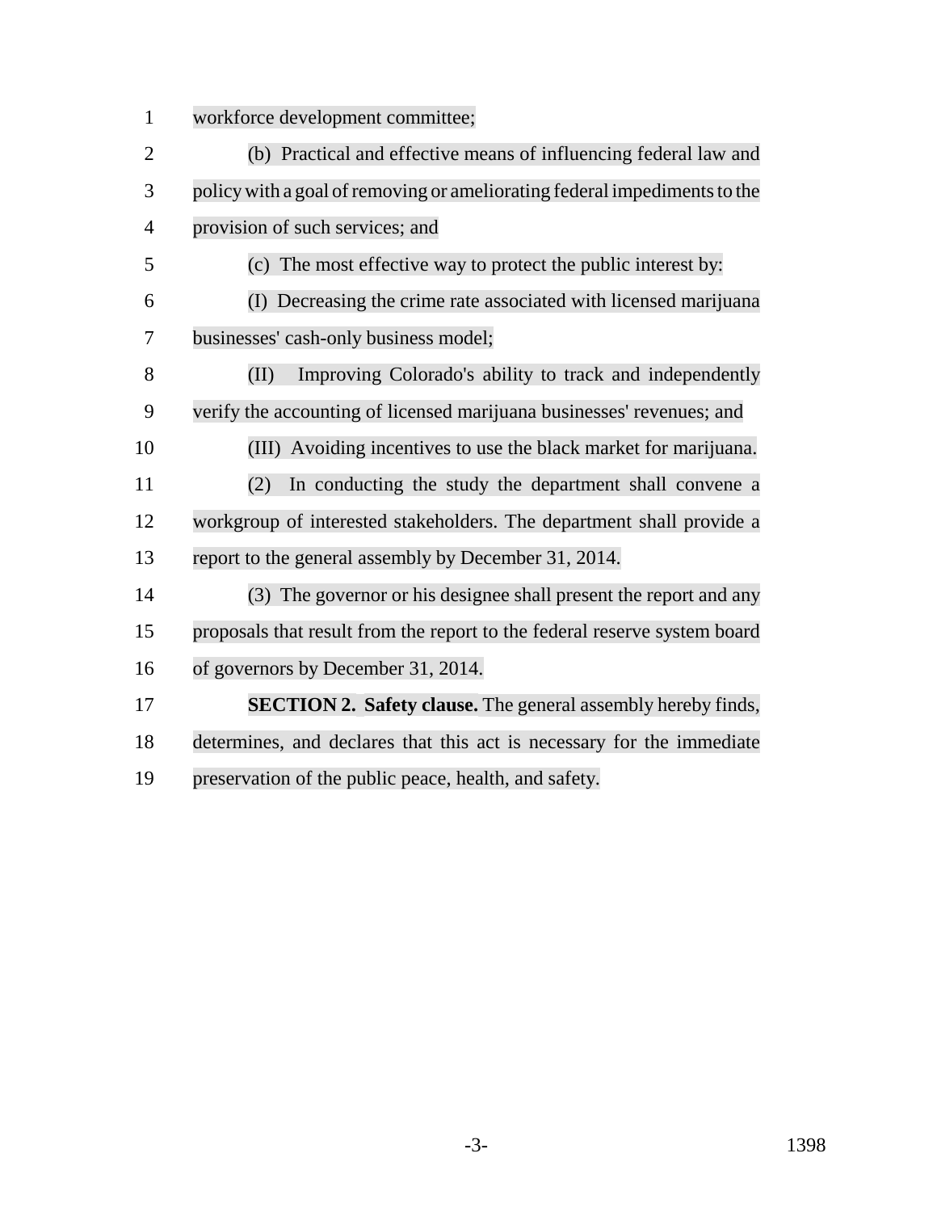workforce development committee;

(b) Practical and effective means of influencing federal law and policy with a goal of removing or ameliorating federal impediments to the provision of such services; and

(c) The most effective way to protect the public interest by:

(I) Decreasing the crime rate associated with licensed marijuana businesses' cash-only business model;

(II) Improving Colorado's ability to track and independently verify the accounting of licensed marijuana businesses' revenues; and

(III) Avoiding incentives to use the black market for marijuana.

(2) In conducting the study the department shall convene a workgroup of interested stakeholders. The department shall provide a report to the general assembly by December 31, 2014.

(3) The governor or his designee shall present the report and any proposals that result from the report to the federal reserve system board of governors by December 31, 2014.

**SECTION 2. Safety clause.** The general assembly hereby finds, determines, and declares that this act is necessary for the immediate preservation of the public peace, health, and safety.